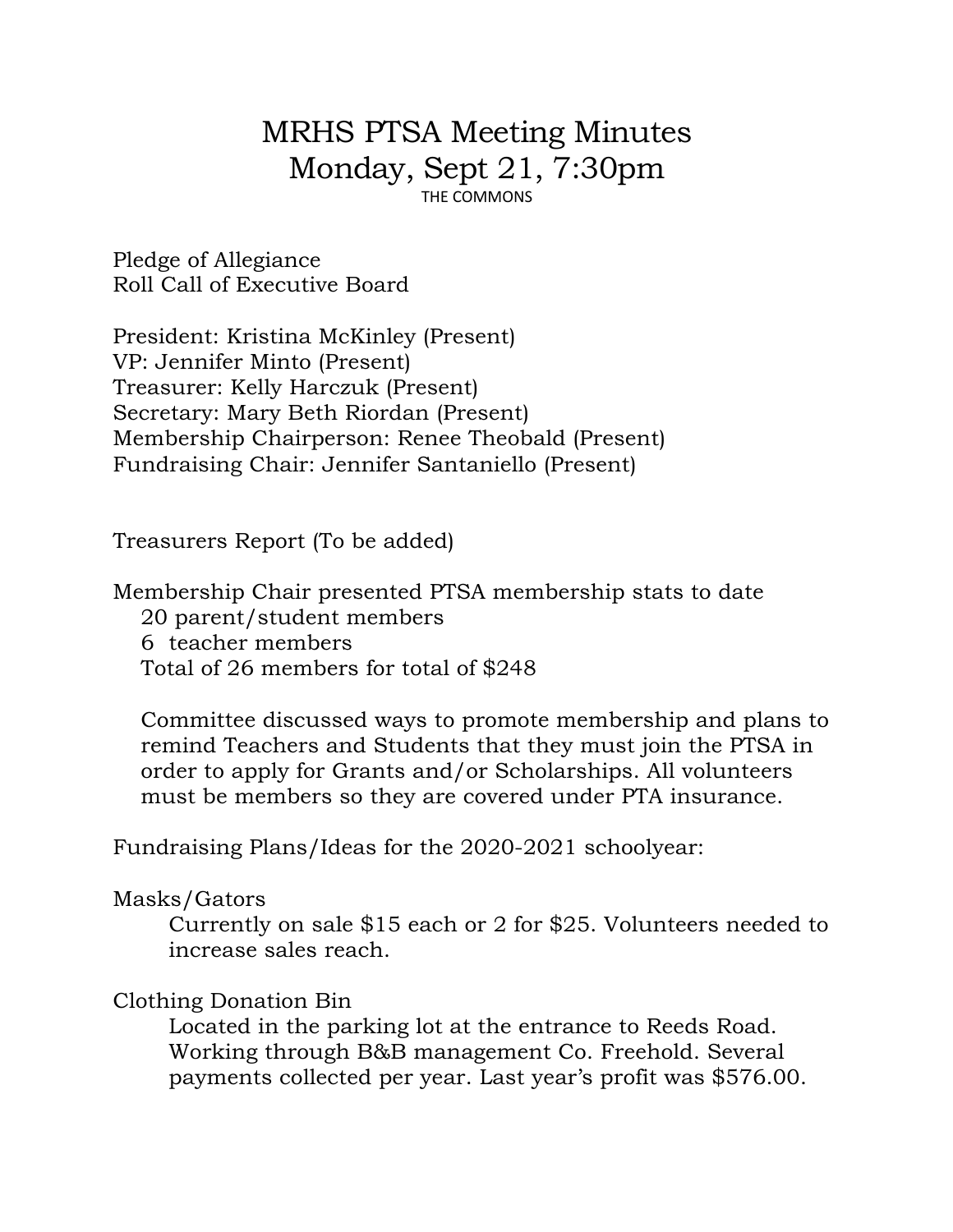# MRHS PTSA Meeting Minutes
## Monday, Sept 21, 7:30pm
THE COMMONS

Pledge of Allegiance
Roll Call of Executive Board

President: Kristina McKinley (Present)
VP: Jennifer Minto (Present)
Treasurer: Kelly Harczuk (Present)
Secretary: Mary Beth Riordan (Present)
Membership Chairperson: Renee Theobald (Present)
Fundraising Chair: Jennifer Santaniello (Present)

Treasurers Report (To be added)

Membership Chair presented PTSA membership stats to date
- 20 parent/student members
- 6 teacher members
- Total of 26 members for total of $248

Committee discussed ways to promote membership and plans to remind Teachers and Students that they must join the PTSA in order to apply for Grants and/or Scholarships. All volunteers must be members so they are covered under PTA insurance.

Fundraising Plans/Ideas for the 2020-2021 schoolyear:

Masks/Gators

Currently on sale $15 each or 2 for $25. Volunteers needed to increase sales reach.

Clothing Donation Bin

Located in the parking lot at the entrance to Reeds Road. Working through B&B management Co. Freehold. Several payments collected per year. Last year's profit was $576.00.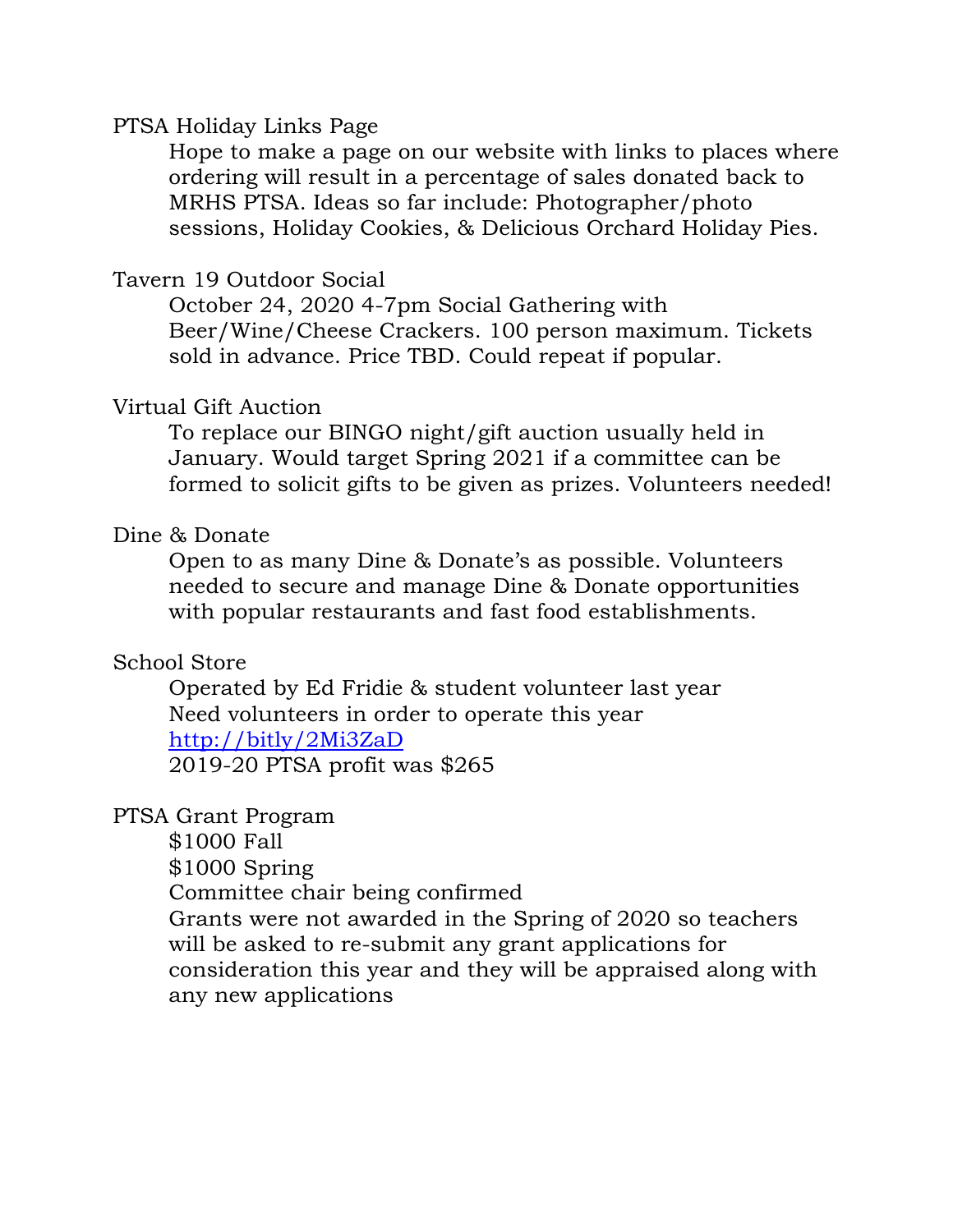PTSA Holiday Links Page

Hope to make a page on our website with links to places where ordering will result in a percentage of sales donated back to MRHS PTSA. Ideas so far include: Photographer/photo sessions, Holiday Cookies, & Delicious Orchard Holiday Pies.

Tavern 19 Outdoor Social

October 24, 2020 4-7pm Social Gathering with Beer/Wine/Cheese Crackers. 100 person maximum. Tickets sold in advance. Price TBD. Could repeat if popular.

Virtual Gift Auction

To replace our BINGO night/gift auction usually held in January. Would target Spring 2021 if a committee can be formed to solicit gifts to be given as prizes. Volunteers needed!

Dine & Donate

Open to as many Dine & Donate's as possible. Volunteers needed to secure and manage Dine & Donate opportunities with popular restaurants and fast food establishments.

School Store

Operated by Ed Fridie & student volunteer last year
Need volunteers in order to operate this year
[http://bitly/2Mi3ZaD](http://bitly/2Mi3ZaD)
2019-20 PTSA profit was $265

PTSA Grant Program

$1000 Fall
$1000 Spring
Committee chair being confirmed
Grants were not awarded in the Spring of 2020 so teachers will be asked to re-submit any grant applications for consideration this year and they will be appraised along with any new applications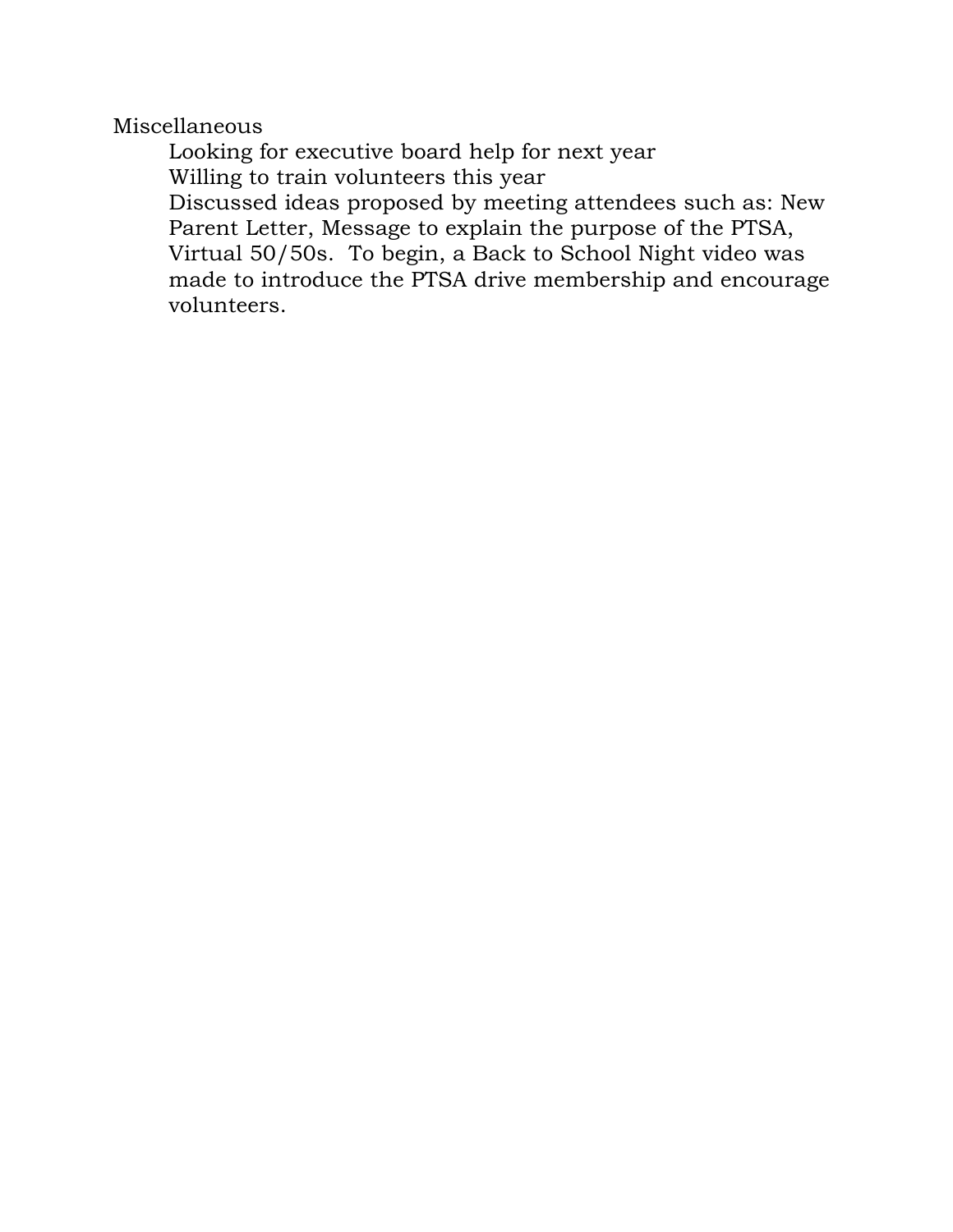Miscellaneous

Looking for executive board help for next year

Willing to train volunteers this year

Discussed ideas proposed by meeting attendees such as: New Parent Letter, Message to explain the purpose of the PTSA, Virtual 50/50s.  To begin, a Back to School Night video was made to introduce the PTSA drive membership and encourage volunteers.